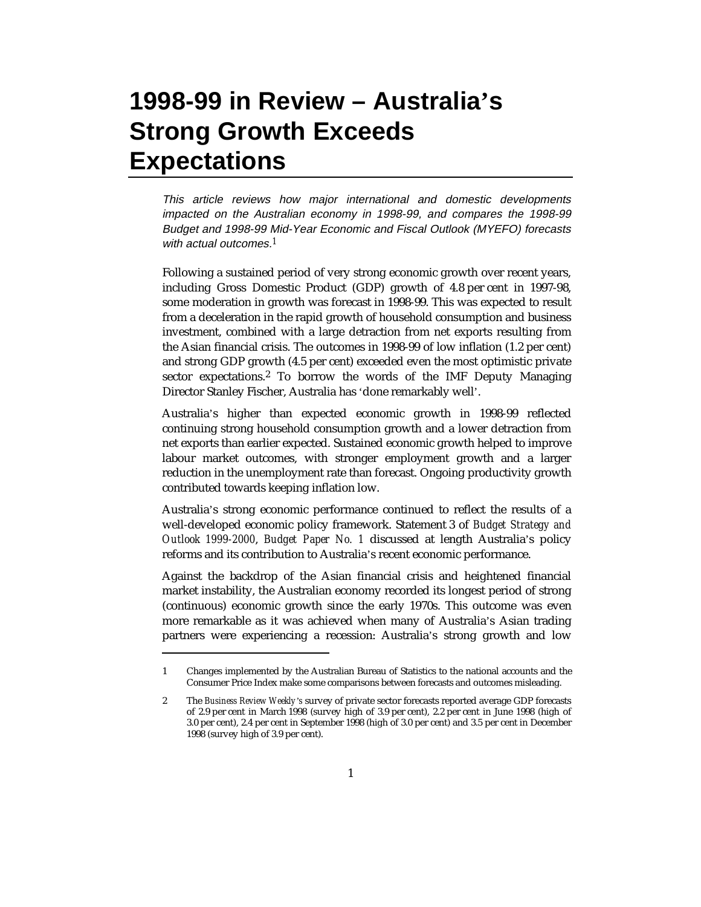# 1998-99 in Review – Australia's Strong Growth Exceeds Expectations

*This article reviews how major international and domestic developments impacted on the Australian economy in 1998-99, and compares the 1998-99 Budget and 1998-99 Mid-Year Economic and Fiscal Outlook (MYEFO) forecasts with actual outcomes.*[1]

Following a sustained period of very strong economic growth over recent years, including Gross Domestic Product (GDP) growth of 4.8 per cent in 1997-98, some moderation in growth was forecast in 1998-99. This was expected to result from a deceleration in the rapid growth of household consumption and business investment, combined with a large detraction from net exports resulting from the Asian financial crisis. The outcomes in 1998-99 of low inflation (1.2 per cent) and strong GDP growth (4.5 per cent) exceeded even the most optimistic private sector expectations.[2] To borrow the words of the IMF Deputy Managing Director Stanley Fischer, Australia has 'done remarkably well'.

Australia's higher than expected economic growth in 1998-99 reflected continuing strong household consumption growth and a lower detraction from net exports than earlier expected. Sustained economic growth helped to improve labour market outcomes, with stronger employment growth and a larger reduction in the unemployment rate than forecast. Ongoing productivity growth contributed towards keeping inflation low.

Australia's strong economic performance continued to reflect the results of a well-developed economic policy framework. Statement 3 of *Budget Strategy and Outlook 1999-2000*, *Budget Paper No. 1* discussed at length Australia's policy reforms and its contribution to Australia's recent economic performance.

Against the backdrop of the Asian financial crisis and heightened financial market instability, the Australian economy recorded its longest period of strong (continuous) economic growth since the early 1970s. This outcome was even more remarkable as it was achieved when many of Australia's Asian trading partners were experiencing a recession: Australia's strong growth and low

---

1 Changes implemented by the Australian Bureau of Statistics to the national accounts and the Consumer Price Index make some comparisons between forecasts and outcomes misleading.

2 The *Business Review Weekly's* survey of private sector forecasts reported average GDP forecasts of 2.9 per cent in March 1998 (survey high of 3.9 per cent), 2.2 per cent in June 1998 (high of 3.0 per cent), 2.4 per cent in September 1998 (high of 3.0 per cent) and 3.5 per cent in December 1998 (survey high of 3.9 per cent).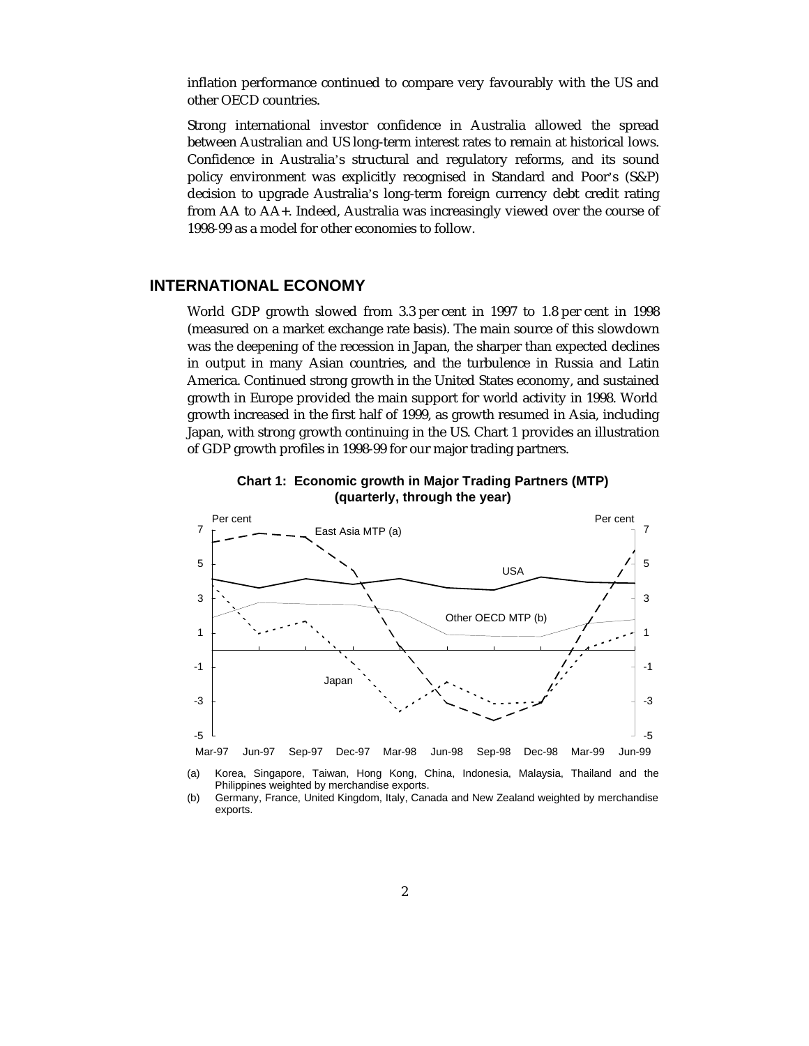inflation performance continued to compare very favourably with the US and other OECD countries.

Strong international investor confidence in Australia allowed the spread between Australian and US long-term interest rates to remain at historical lows. Confidence in Australia's structural and regulatory reforms, and its sound policy environment was explicitly recognised in Standard and Poor's (S&P) decision to upgrade Australia's long-term foreign currency debt credit rating from AA to AA+. Indeed, Australia was increasingly viewed over the course of 1998-99 as a model for other economies to follow.

## INTERNATIONAL ECONOMY

World GDP growth slowed from 3.3 per cent in 1997 to 1.8 per cent in 1998 (measured on a market exchange rate basis). The main source of this slowdown was the deepening of the recession in Japan, the sharper than expected declines in output in many Asian countries, and the turbulence in Russia and Latin America. Continued strong growth in the United States economy, and sustained growth in Europe provided the main support for world activity in 1998. World growth increased in the first half of 1999, as growth resumed in Asia, including Japan, with strong growth continuing in the US. Chart 1 provides an illustration of GDP growth profiles in 1998-99 for our major trading partners.

**Chart 1: Economic growth in Major Trading Partners (MTP) (quarterly, through the year)**

(a) Korea, Singapore, Taiwan, Hong Kong, China, Indonesia, Malaysia, Thailand and the Philippines weighted by merchandise exports.

(b) Germany, France, United Kingdom, Italy, Canada and New Zealand weighted by merchandise exports.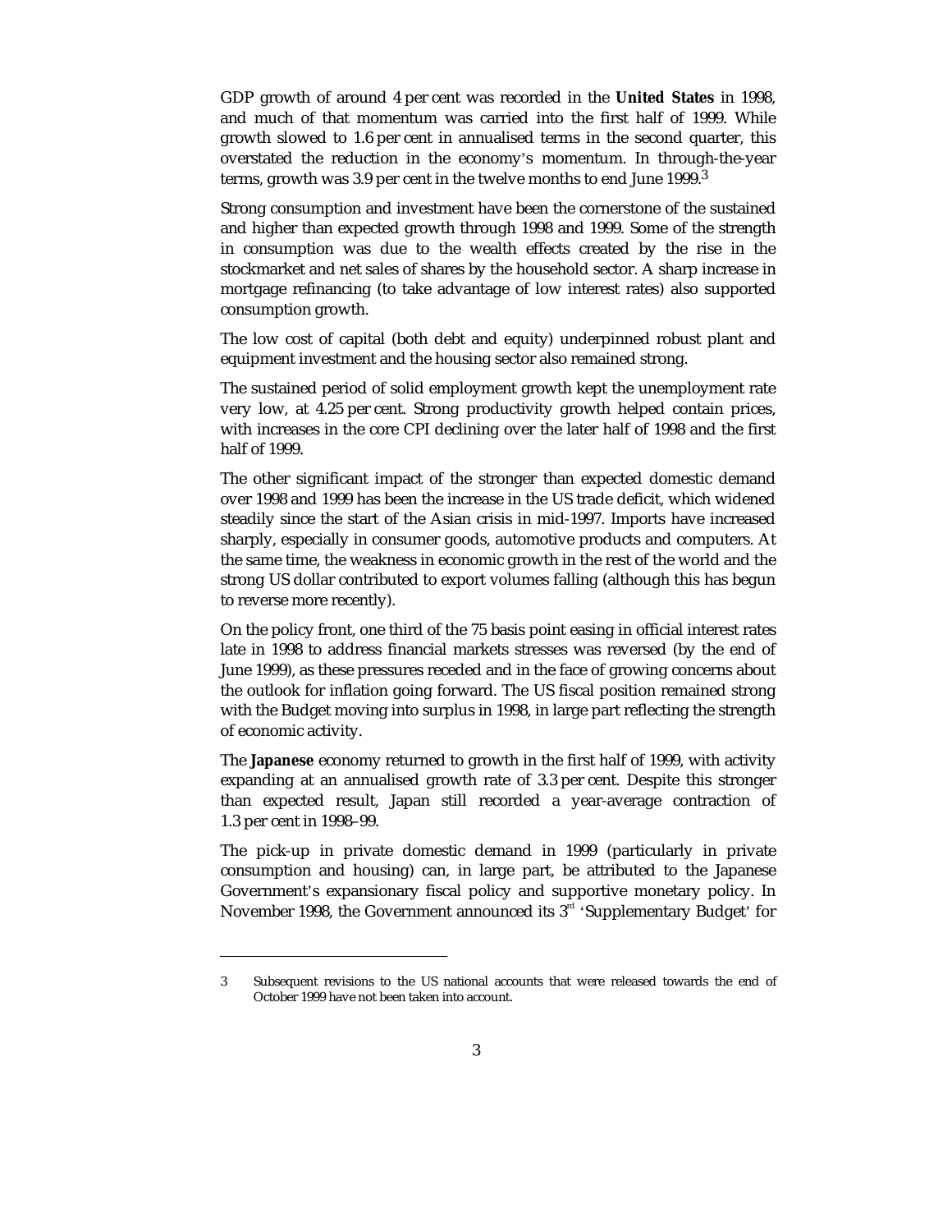GDP growth of around 4 per cent was recorded in the **United States** in 1998, and much of that momentum was carried into the first half of 1999. While growth slowed to 1.6 per cent in annualised terms in the second quarter, this overstated the reduction in the economy's momentum. In through-the-year terms, growth was 3.9 per cent in the twelve months to end June 1999.[3]

Strong consumption and investment have been the cornerstone of the sustained and higher than expected growth through 1998 and 1999. Some of the strength in consumption was due to the wealth effects created by the rise in the stockmarket and net sales of shares by the household sector. A sharp increase in mortgage refinancing (to take advantage of low interest rates) also supported consumption growth.

The low cost of capital (both debt and equity) underpinned robust plant and equipment investment and the housing sector also remained strong.

The sustained period of solid employment growth kept the unemployment rate very low, at 4.25 per cent. Strong productivity growth helped contain prices, with increases in the core CPI declining over the later half of 1998 and the first half of 1999.

The other significant impact of the stronger than expected domestic demand over 1998 and 1999 has been the increase in the US trade deficit, which widened steadily since the start of the Asian crisis in mid-1997. Imports have increased sharply, especially in consumer goods, automotive products and computers. At the same time, the weakness in economic growth in the rest of the world and the strong US dollar contributed to export volumes falling (although this has begun to reverse more recently).

On the policy front, one third of the 75 basis point easing in official interest rates late in 1998 to address financial markets stresses was reversed (by the end of June 1999), as these pressures receded and in the face of growing concerns about the outlook for inflation going forward. The US fiscal position remained strong with the Budget moving into surplus in 1998, in large part reflecting the strength of economic activity.

The **Japanese** economy returned to growth in the first half of 1999, with activity expanding at an annualised growth rate of 3.3 per cent. Despite this stronger than expected result, Japan still recorded a year-average contraction of 1.3 per cent in 1998–99.

The pick-up in private domestic demand in 1999 (particularly in private consumption and housing) can, in large part, be attributed to the Japanese Government's expansionary fiscal policy and supportive monetary policy. In November 1998, the Government announced its 3rd 'Supplementary Budget' for

---

3 Subsequent revisions to the US national accounts that were released towards the end of October 1999 have not been taken into account.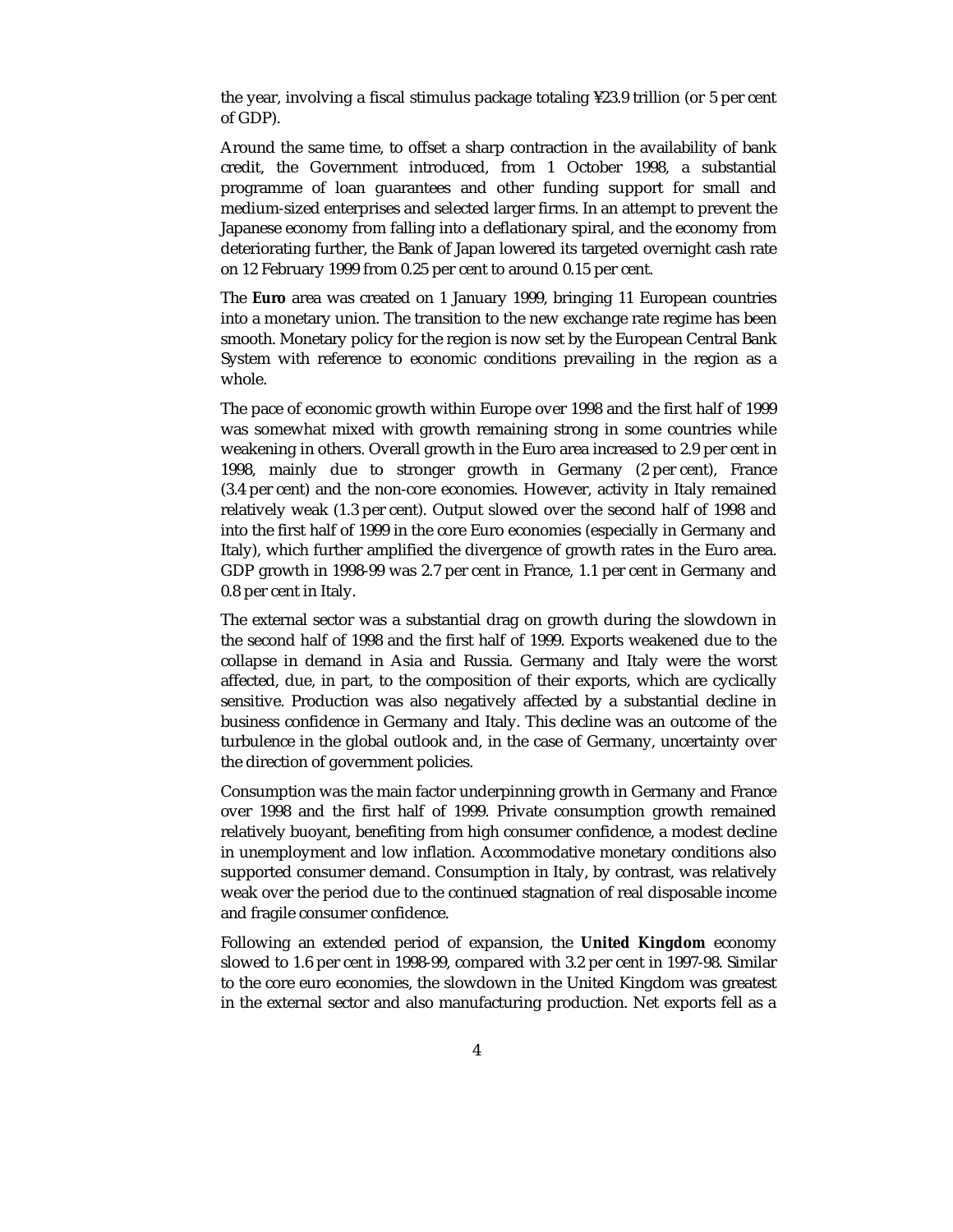the year, involving a fiscal stimulus package totaling ¥23.9 trillion (or 5 per cent of GDP).

Around the same time, to offset a sharp contraction in the availability of bank credit, the Government introduced, from 1 October 1998, a substantial programme of loan guarantees and other funding support for small and medium-sized enterprises and selected larger firms. In an attempt to prevent the Japanese economy from falling into a deflationary spiral, and the economy from deteriorating further, the Bank of Japan lowered its targeted overnight cash rate on 12 February 1999 from 0.25 per cent to around 0.15 per cent.

The **Euro** area was created on 1 January 1999, bringing 11 European countries into a monetary union. The transition to the new exchange rate regime has been smooth. Monetary policy for the region is now set by the European Central Bank System with reference to economic conditions prevailing in the region as a whole.

The pace of economic growth within Europe over 1998 and the first half of 1999 was somewhat mixed with growth remaining strong in some countries while weakening in others. Overall growth in the Euro area increased to 2.9 per cent in 1998, mainly due to stronger growth in Germany (2 per cent), France (3.4 per cent) and the non-core economies. However, activity in Italy remained relatively weak (1.3 per cent). Output slowed over the second half of 1998 and into the first half of 1999 in the core Euro economies (especially in Germany and Italy), which further amplified the divergence of growth rates in the Euro area. GDP growth in 1998-99 was 2.7 per cent in France, 1.1 per cent in Germany and 0.8 per cent in Italy.

The external sector was a substantial drag on growth during the slowdown in the second half of 1998 and the first half of 1999. Exports weakened due to the collapse in demand in Asia and Russia. Germany and Italy were the worst affected, due, in part, to the composition of their exports, which are cyclically sensitive. Production was also negatively affected by a substantial decline in business confidence in Germany and Italy. This decline was an outcome of the turbulence in the global outlook and, in the case of Germany, uncertainty over the direction of government policies.

Consumption was the main factor underpinning growth in Germany and France over 1998 and the first half of 1999. Private consumption growth remained relatively buoyant, benefiting from high consumer confidence, a modest decline in unemployment and low inflation. Accommodative monetary conditions also supported consumer demand. Consumption in Italy, by contrast, was relatively weak over the period due to the continued stagnation of real disposable income and fragile consumer confidence.

Following an extended period of expansion, the **United Kingdom** economy slowed to 1.6 per cent in 1998-99, compared with 3.2 per cent in 1997-98. Similar to the core euro economies, the slowdown in the United Kingdom was greatest in the external sector and also manufacturing production. Net exports fell as a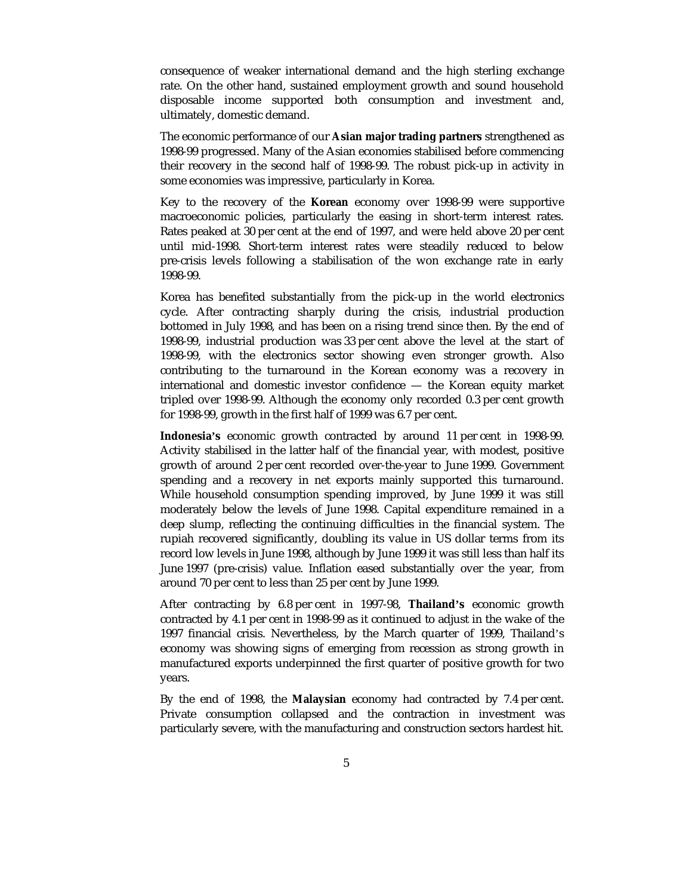consequence of weaker international demand and the high sterling exchange rate. On the other hand, sustained employment growth and sound household disposable income supported both consumption and investment and, ultimately, domestic demand.

The economic performance of our **Asian major trading partners** strengthened as 1998-99 progressed. Many of the Asian economies stabilised before commencing their recovery in the second half of 1998-99. The robust pick-up in activity in some economies was impressive, particularly in Korea.

Key to the recovery of the **Korean** economy over 1998-99 were supportive macroeconomic policies, particularly the easing in short-term interest rates. Rates peaked at 30 per cent at the end of 1997, and were held above 20 per cent until mid-1998. Short-term interest rates were steadily reduced to below pre-crisis levels following a stabilisation of the won exchange rate in early 1998-99.

Korea has benefited substantially from the pick-up in the world electronics cycle. After contracting sharply during the crisis, industrial production bottomed in July 1998, and has been on a rising trend since then. By the end of 1998-99, industrial production was 33 per cent above the level at the start of 1998-99, with the electronics sector showing even stronger growth. Also contributing to the turnaround in the Korean economy was a recovery in international and domestic investor confidence — the Korean equity market tripled over 1998-99. Although the economy only recorded 0.3 per cent growth for 1998-99, growth in the first half of 1999 was 6.7 per cent.

**Indonesia's** economic growth contracted by around 11 per cent in 1998-99. Activity stabilised in the latter half of the financial year, with modest, positive growth of around 2 per cent recorded over-the-year to June 1999. Government spending and a recovery in net exports mainly supported this turnaround. While household consumption spending improved, by June 1999 it was still moderately below the levels of June 1998. Capital expenditure remained in a deep slump, reflecting the continuing difficulties in the financial system. The rupiah recovered significantly, doubling its value in US dollar terms from its record low levels in June 1998, although by June 1999 it was still less than half its June 1997 (pre-crisis) value. Inflation eased substantially over the year, from around 70 per cent to less than 25 per cent by June 1999.

After contracting by 6.8 per cent in 1997-98, **Thailand's** economic growth contracted by 4.1 per cent in 1998-99 as it continued to adjust in the wake of the 1997 financial crisis. Nevertheless, by the March quarter of 1999, Thailand's economy was showing signs of emerging from recession as strong growth in manufactured exports underpinned the first quarter of positive growth for two years.

By the end of 1998, the **Malaysian** economy had contracted by 7.4 per cent. Private consumption collapsed and the contraction in investment was particularly severe, with the manufacturing and construction sectors hardest hit.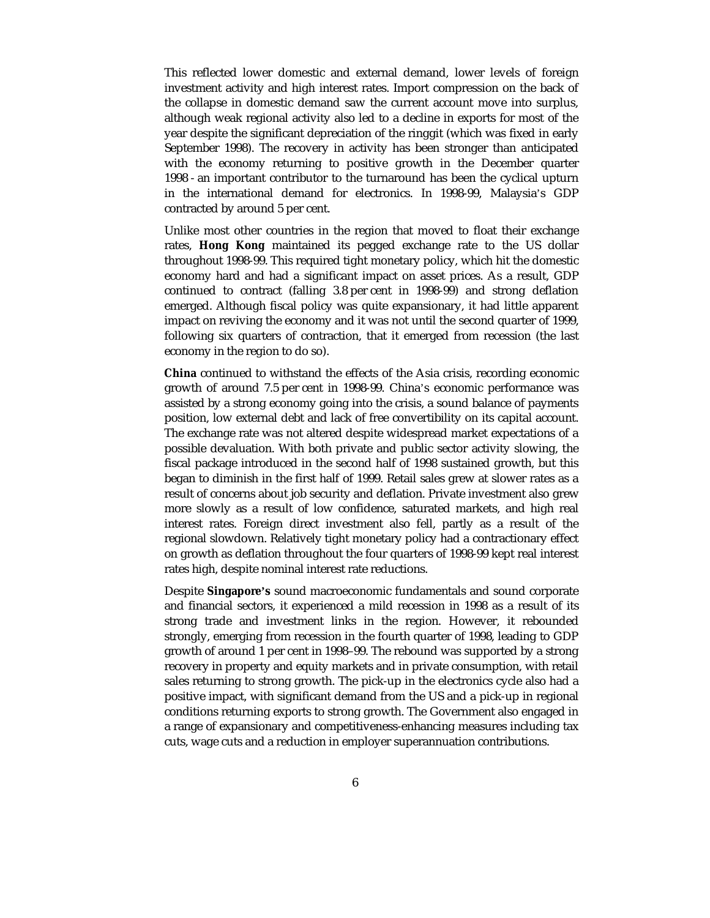This reflected lower domestic and external demand, lower levels of foreign investment activity and high interest rates. Import compression on the back of the collapse in domestic demand saw the current account move into surplus, although weak regional activity also led to a decline in exports for most of the year despite the significant depreciation of the ringgit (which was fixed in early September 1998). The recovery in activity has been stronger than anticipated with the economy returning to positive growth in the December quarter 1998 - an important contributor to the turnaround has been the cyclical upturn in the international demand for electronics. In 1998-99, Malaysia's GDP contracted by around 5 per cent.

Unlike most other countries in the region that moved to float their exchange rates, **Hong Kong** maintained its pegged exchange rate to the US dollar throughout 1998-99. This required tight monetary policy, which hit the domestic economy hard and had a significant impact on asset prices. As a result, GDP continued to contract (falling 3.8 per cent in 1998-99) and strong deflation emerged. Although fiscal policy was quite expansionary, it had little apparent impact on reviving the economy and it was not until the second quarter of 1999, following six quarters of contraction, that it emerged from recession (the last economy in the region to do so).

**China** continued to withstand the effects of the Asia crisis, recording economic growth of around 7.5 per cent in 1998-99. China's economic performance was assisted by a strong economy going into the crisis, a sound balance of payments position, low external debt and lack of free convertibility on its capital account. The exchange rate was not altered despite widespread market expectations of a possible devaluation. With both private and public sector activity slowing, the fiscal package introduced in the second half of 1998 sustained growth, but this began to diminish in the first half of 1999. Retail sales grew at slower rates as a result of concerns about job security and deflation. Private investment also grew more slowly as a result of low confidence, saturated markets, and high real interest rates. Foreign direct investment also fell, partly as a result of the regional slowdown. Relatively tight monetary policy had a contractionary effect on growth as deflation throughout the four quarters of 1998-99 kept real interest rates high, despite nominal interest rate reductions.

Despite **Singapore's** sound macroeconomic fundamentals and sound corporate and financial sectors, it experienced a mild recession in 1998 as a result of its strong trade and investment links in the region. However, it rebounded strongly, emerging from recession in the fourth quarter of 1998, leading to GDP growth of around 1 per cent in 1998–99. The rebound was supported by a strong recovery in property and equity markets and in private consumption, with retail sales returning to strong growth. The pick-up in the electronics cycle also had a positive impact, with significant demand from the US and a pick-up in regional conditions returning exports to strong growth. The Government also engaged in a range of expansionary and competitiveness-enhancing measures including tax cuts, wage cuts and a reduction in employer superannuation contributions.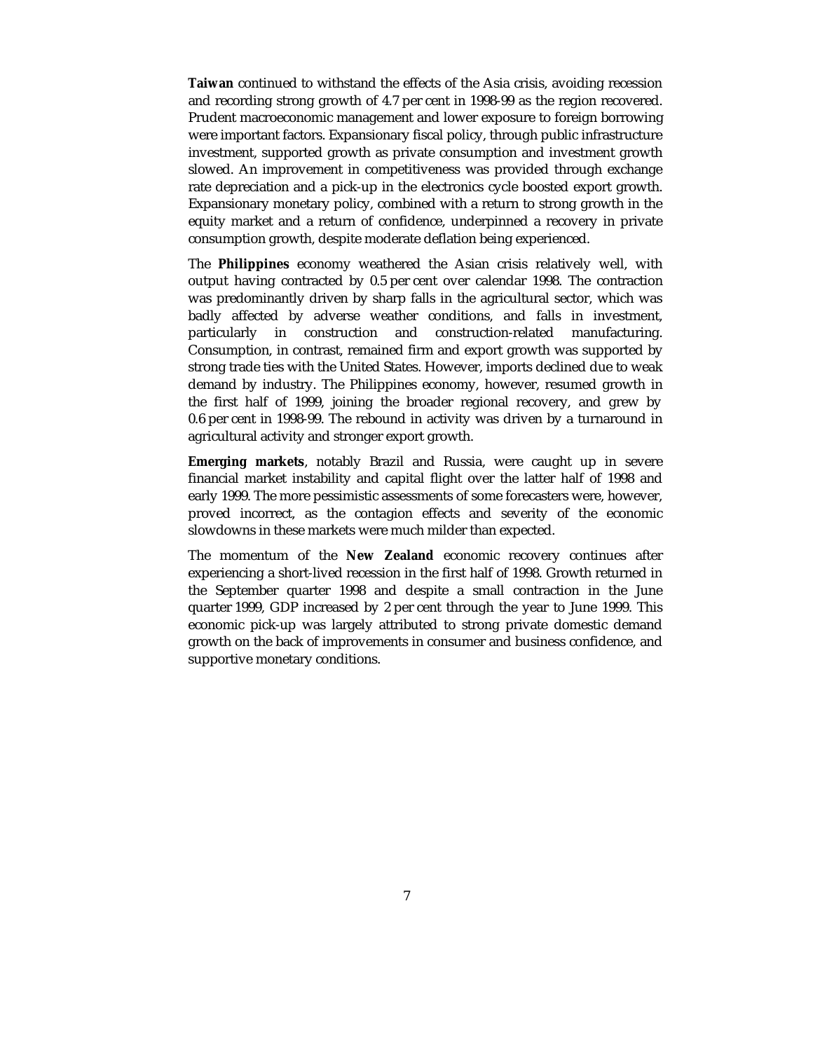**Taiwan** continued to withstand the effects of the Asia crisis, avoiding recession and recording strong growth of 4.7 per cent in 1998-99 as the region recovered. Prudent macroeconomic management and lower exposure to foreign borrowing were important factors. Expansionary fiscal policy, through public infrastructure investment, supported growth as private consumption and investment growth slowed. An improvement in competitiveness was provided through exchange rate depreciation and a pick-up in the electronics cycle boosted export growth. Expansionary monetary policy, combined with a return to strong growth in the equity market and a return of confidence, underpinned a recovery in private consumption growth, despite moderate deflation being experienced.

The **Philippines** economy weathered the Asian crisis relatively well, with output having contracted by 0.5 per cent over calendar 1998. The contraction was predominantly driven by sharp falls in the agricultural sector, which was badly affected by adverse weather conditions, and falls in investment, particularly in construction and construction-related manufacturing. Consumption, in contrast, remained firm and export growth was supported by strong trade ties with the United States. However, imports declined due to weak demand by industry. The Philippines economy, however, resumed growth in the first half of 1999, joining the broader regional recovery, and grew by 0.6 per cent in 1998-99. The rebound in activity was driven by a turnaround in agricultural activity and stronger export growth.

**Emerging markets**, notably Brazil and Russia, were caught up in severe financial market instability and capital flight over the latter half of 1998 and early 1999. The more pessimistic assessments of some forecasters were, however, proved incorrect, as the contagion effects and severity of the economic slowdowns in these markets were much milder than expected.

The momentum of the **New Zealand** economic recovery continues after experiencing a short-lived recession in the first half of 1998. Growth returned in the September quarter 1998 and despite a small contraction in the June quarter 1999, GDP increased by 2 per cent through the year to June 1999. This economic pick-up was largely attributed to strong private domestic demand growth on the back of improvements in consumer and business confidence, and supportive monetary conditions.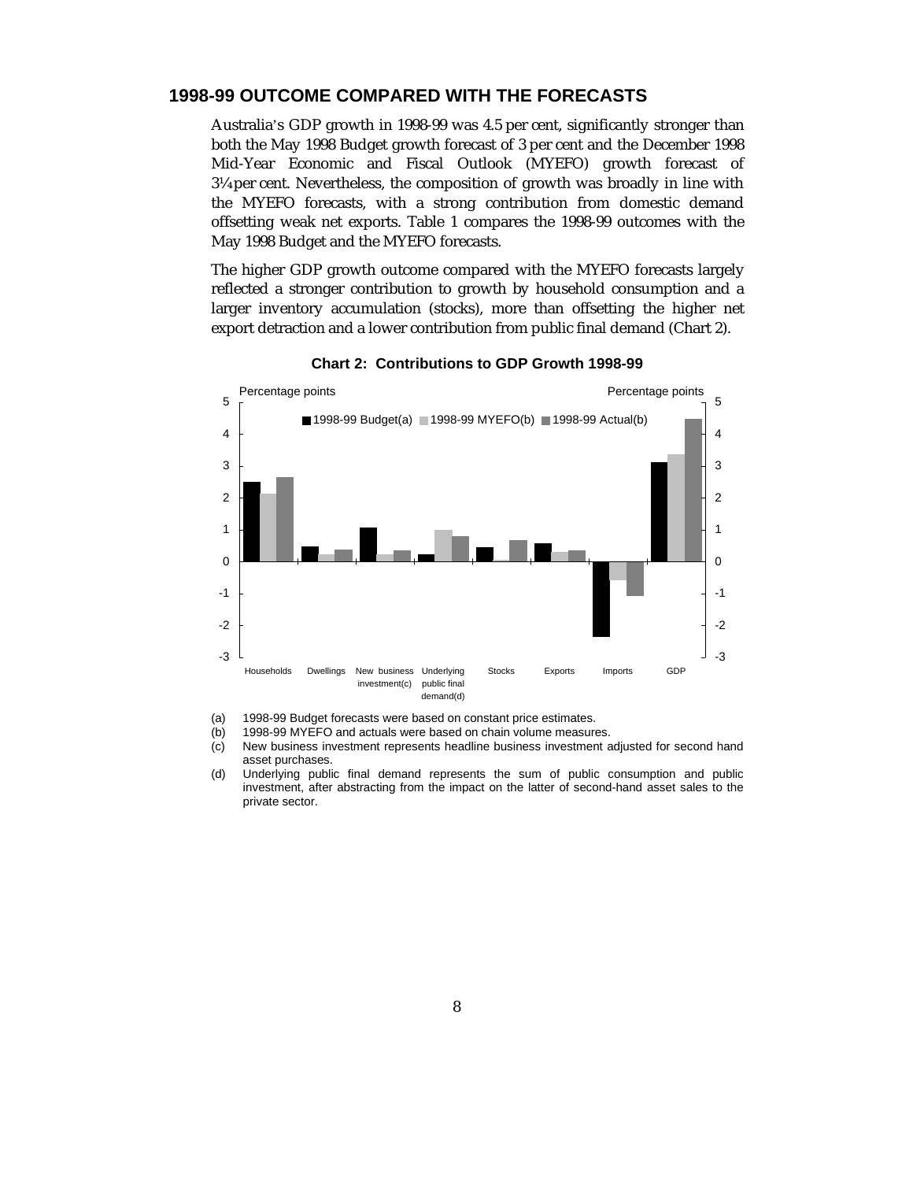## 1998-99 OUTCOME COMPARED WITH THE FORECASTS

Australia's GDP growth in 1998-99 was 4.5 per cent, significantly stronger than both the May 1998 Budget growth forecast of 3 per cent and the December 1998 Mid-Year Economic and Fiscal Outlook (MYEFO) growth forecast of 3¼ per cent. Nevertheless, the composition of growth was broadly in line with the MYEFO forecasts, with a strong contribution from domestic demand offsetting weak net exports. Table 1 compares the 1998-99 outcomes with the May 1998 Budget and the MYEFO forecasts.

The higher GDP growth outcome compared with the MYEFO forecasts largely reflected a stronger contribution to growth by household consumption and a larger inventory accumulation (stocks), more than offsetting the higher net export detraction and a lower contribution from public final demand (Chart 2).

**Chart 2: Contributions to GDP Growth 1998-99**

(a) 1998-99 Budget forecasts were based on constant price estimates.

(b) 1998-99 MYEFO and actuals were based on chain volume measures.

(c) New business investment represents headline business investment adjusted for second hand asset purchases.

(d) Underlying public final demand represents the sum of public consumption and public investment, after abstracting from the impact on the latter of second-hand asset sales to the private sector.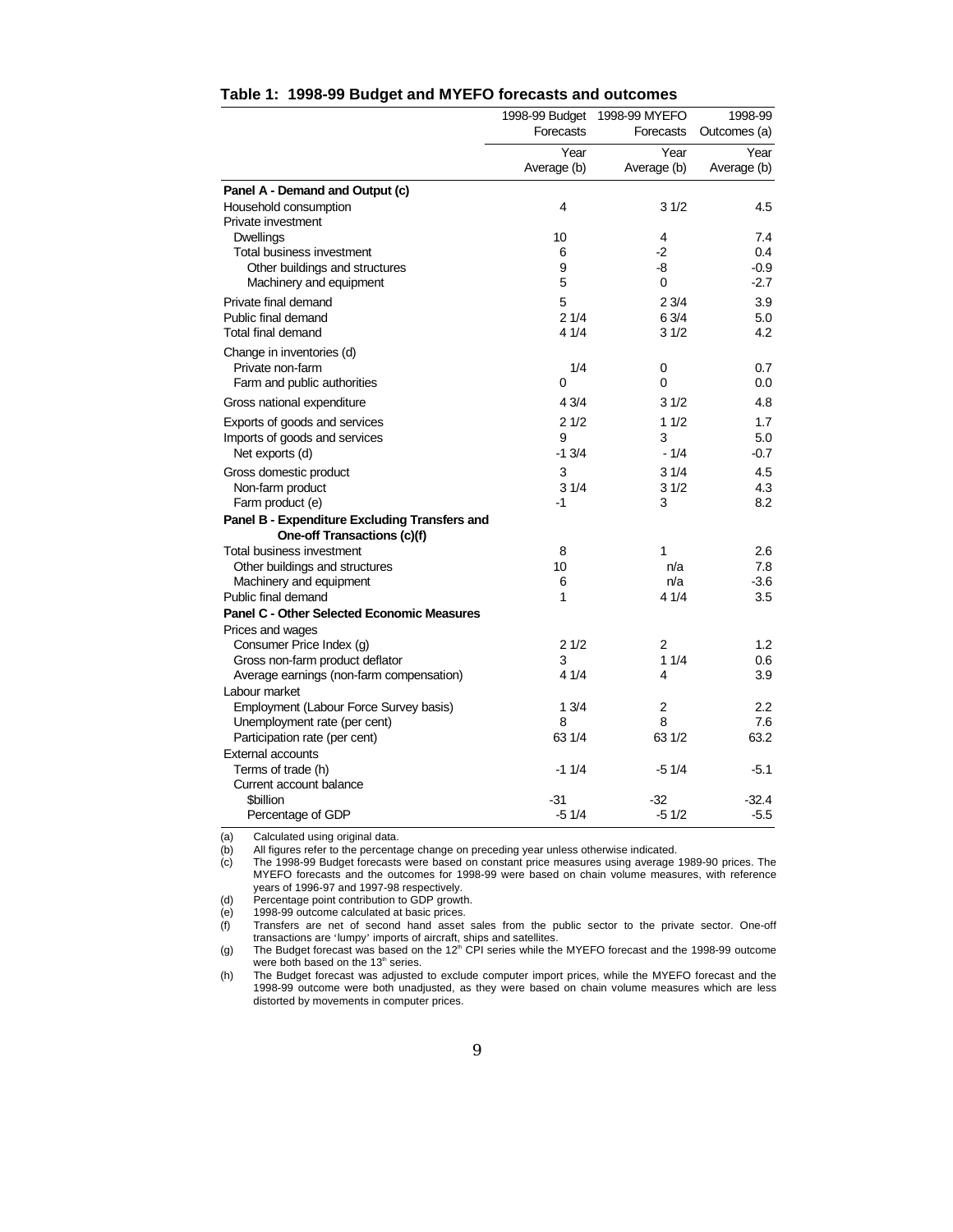**Table 1: 1998-99 Budget and MYEFO forecasts and outcomes**

| | 1998-99 Budget Forecasts | 1998-99 MYEFO Forecasts | 1998-99 Outcomes (a) |
|---|---|---|---|
| | Year Average (b) | Year Average (b) | Year Average (b) |
| **Panel A - Demand and Output (c)** | | | |
| Household consumption | 4 | 3 1/2 | 4.5 |
| Private investment | | | |
| Dwellings | 10 | 4 | 7.4 |
| Total business investment | 6 | -2 | 0.4 |
| Other buildings and structures | 9 | -8 | -0.9 |
| Machinery and equipment | 5 | 0 | -2.7 |
| Private final demand | 5 | 2 3/4 | 3.9 |
| Public final demand | 2 1/4 | 6 3/4 | 5.0 |
| Total final demand | 4 1/4 | 3 1/2 | 4.2 |
| Change in inventories (d) | | | |
| Private non-farm | 1/4 | 0 | 0.7 |
| Farm and public authorities | 0 | 0 | 0.0 |
| Gross national expenditure | 4 3/4 | 3 1/2 | 4.8 |
| Exports of goods and services | 2 1/2 | 1 1/2 | 1.7 |
| Imports of goods and services | 9 | 3 | 5.0 |
| Net exports (d) | -1 3/4 | - 1/4 | -0.7 |
| Gross domestic product | 3 | 3 1/4 | 4.5 |
| Non-farm product | 3 1/4 | 3 1/2 | 4.3 |
| Farm product (e) | -1 | 3 | 8.2 |
| **Panel B - Expenditure Excluding Transfers and One-off Transactions (c)(f)** | | | |
| Total business investment | 8 | 1 | 2.6 |
| Other buildings and structures | 10 | n/a | 7.8 |
| Machinery and equipment | 6 | n/a | -3.6 |
| Public final demand | 1 | 4 1/4 | 3.5 |
| **Panel C - Other Selected Economic Measures** | | | |
| Prices and wages | | | |
| Consumer Price Index (g) | 2 1/2 | 2 | 1.2 |
| Gross non-farm product deflator | 3 | 1 1/4 | 0.6 |
| Average earnings (non-farm compensation) | 4 1/4 | 4 | 3.9 |
| Labour market | | | |
| Employment (Labour Force Survey basis) | 1 3/4 | 2 | 2.2 |
| Unemployment rate (per cent) | 8 | 8 | 7.6 |
| Participation rate (per cent) | 63 1/4 | 63 1/2 | 63.2 |
| External accounts | | | |
| Terms of trade (h) | -1 1/4 | -5 1/4 | -5.1 |
| Current account balance | | | |
| $billion | -31 | -32 | -32.4 |
| Percentage of GDP | -5 1/4 | -5 1/2 | -5.5 |

(a) Calculated using original data.

(b) All figures refer to the percentage change on preceding year unless otherwise indicated.

(c) The 1998-99 Budget forecasts were based on constant price measures using average 1989-90 prices. The MYEFO forecasts and the outcomes for 1998-99 were based on chain volume measures, with reference years of 1996-97 and 1997-98 respectively.

(d) Percentage point contribution to GDP growth.

(e) 1998-99 outcome calculated at basic prices.

(f) Transfers are net of second hand asset sales from the public sector to the private sector. One-off transactions are 'lumpy' imports of aircraft, ships and satellites.

(g) The Budget forecast was based on the 12th CPI series while the MYEFO forecast and the 1998-99 outcome were both based on the 13th series.

(h) The Budget forecast was adjusted to exclude computer import prices, while the MYEFO forecast and the 1998-99 outcome were both unadjusted, as they were based on chain volume measures which are less distorted by movements in computer prices.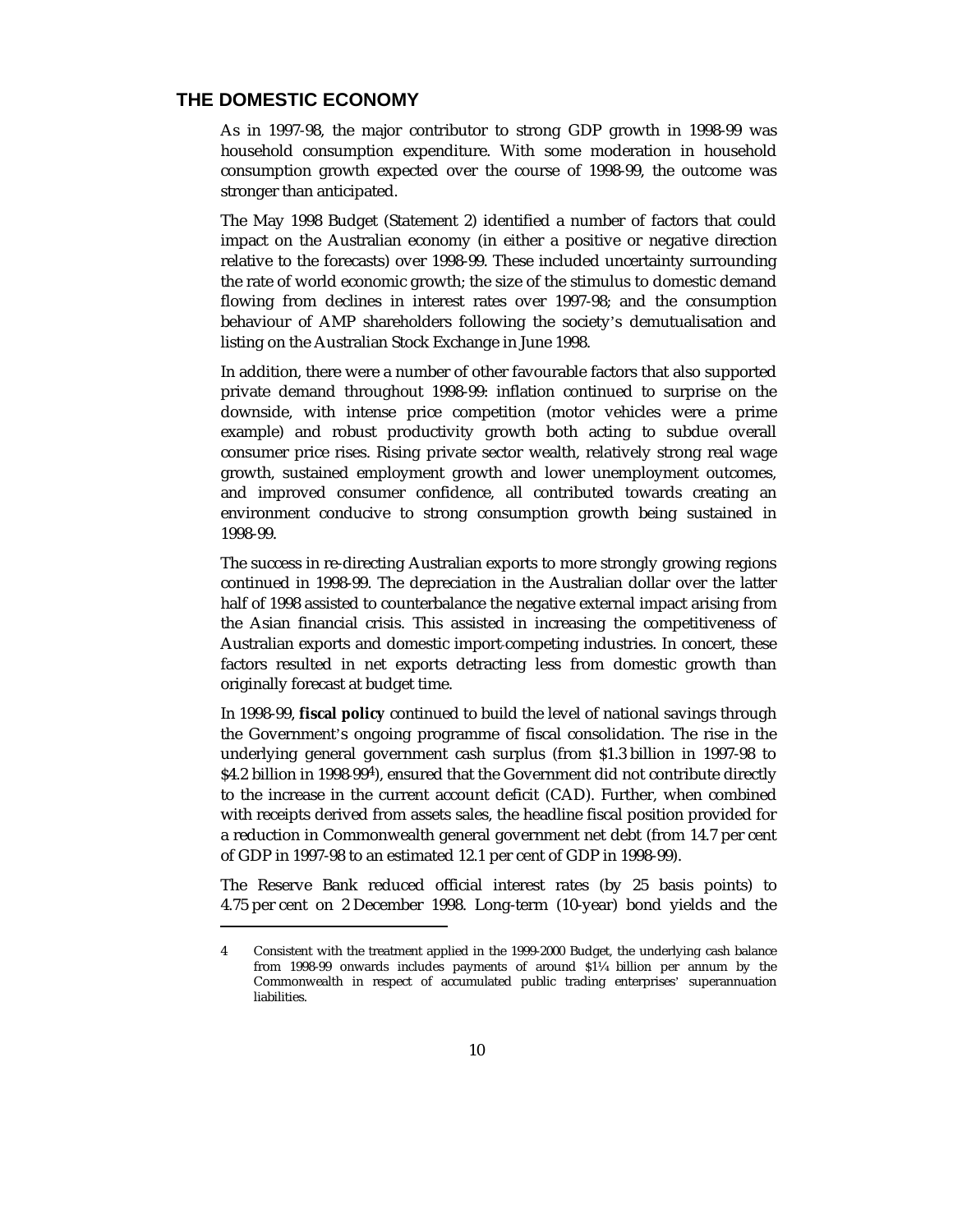## THE DOMESTIC ECONOMY

As in 1997-98, the major contributor to strong GDP growth in 1998-99 was household consumption expenditure. With some moderation in household consumption growth expected over the course of 1998-99, the outcome was stronger than anticipated.

The May 1998 Budget (Statement 2) identified a number of factors that could impact on the Australian economy (in either a positive or negative direction relative to the forecasts) over 1998-99. These included uncertainty surrounding the rate of world economic growth; the size of the stimulus to domestic demand flowing from declines in interest rates over 1997-98; and the consumption behaviour of AMP shareholders following the society's demutualisation and listing on the Australian Stock Exchange in June 1998.

In addition, there were a number of other favourable factors that also supported private demand throughout 1998-99: inflation continued to surprise on the downside, with intense price competition (motor vehicles were a prime example) and robust productivity growth both acting to subdue overall consumer price rises. Rising private sector wealth, relatively strong real wage growth, sustained employment growth and lower unemployment outcomes, and improved consumer confidence, all contributed towards creating an environment conducive to strong consumption growth being sustained in 1998-99.

The success in re-directing Australian exports to more strongly growing regions continued in 1998-99. The depreciation in the Australian dollar over the latter half of 1998 assisted to counterbalance the negative external impact arising from the Asian financial crisis. This assisted in increasing the competitiveness of Australian exports and domestic import-competing industries. In concert, these factors resulted in net exports detracting less from domestic growth than originally forecast at budget time.

In 1998-99, **fiscal policy** continued to build the level of national savings through the Government's ongoing programme of fiscal consolidation. The rise in the underlying general government cash surplus (from $1.3 billion in 1997-98 to $4.2 billion in 1998-99[4]), ensured that the Government did not contribute directly to the increase in the current account deficit (CAD). Further, when combined with receipts derived from assets sales, the headline fiscal position provided for a reduction in Commonwealth general government net debt (from 14.7 per cent of GDP in 1997-98 to an estimated 12.1 per cent of GDP in 1998-99).

The Reserve Bank reduced official interest rates (by 25 basis points) to 4.75 per cent on 2 December 1998. Long-term (10-year) bond yields and the

---

4 Consistent with the treatment applied in the 1999-2000 Budget, the underlying cash balance from 1998-99 onwards includes payments of around $1¼ billion per annum by the Commonwealth in respect of accumulated public trading enterprises' superannuation liabilities.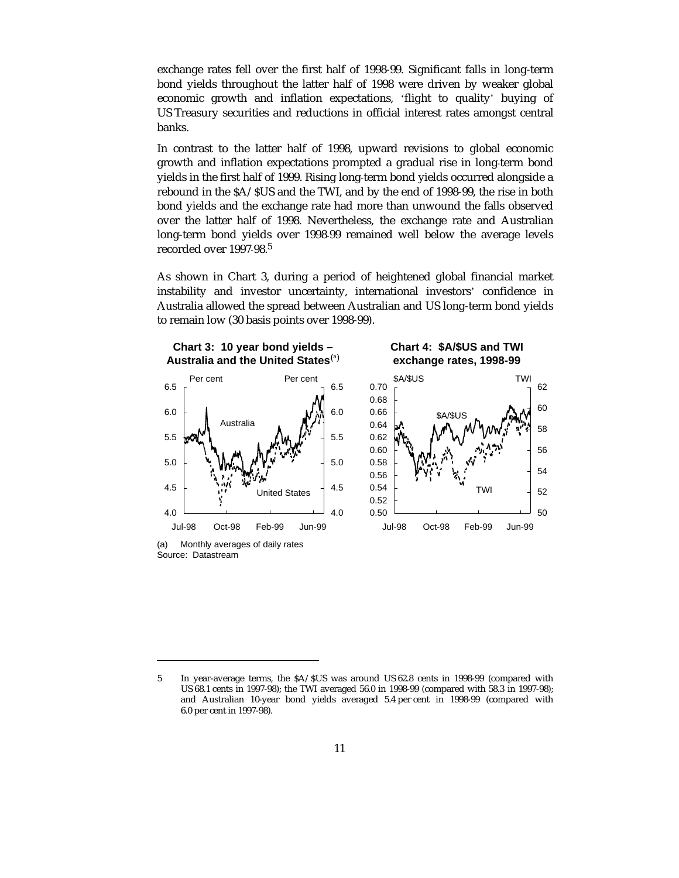exchange rates fell over the first half of 1998-99. Significant falls in long-term bond yields throughout the latter half of 1998 were driven by weaker global economic growth and inflation expectations, 'flight to quality' buying of US Treasury securities and reductions in official interest rates amongst central banks.

In contrast to the latter half of 1998, upward revisions to global economic growth and inflation expectations prompted a gradual rise in long-term bond yields in the first half of 1999. Rising long-term bond yields occurred alongside a rebound in the $A/$US and the TWI, and by the end of 1998-99, the rise in both bond yields and the exchange rate had more than unwound the falls observed over the latter half of 1998. Nevertheless, the exchange rate and Australian long-term bond yields over 1998-99 remained well below the average levels recorded over 1997-98.[5]

As shown in Chart 3, during a period of heightened global financial market instability and investor uncertainty, international investors' confidence in Australia allowed the spread between Australian and US long-term bond yields to remain low (30 basis points over 1998-99).

**Chart 3: 10 year bond yields – Australia and the United States**[(a)]

**Chart 4: $A/$US and TWI exchange rates, 1998-99**

(a) Monthly averages of daily rates
Source: Datastream

5 In year-average terms, the $A/$US was around US 62.8 cents in 1998-99 (compared with US 68.1 cents in 1997-98); the TWI averaged 56.0 in 1998-99 (compared with 58.3 in 1997-98); and Australian 10-year bond yields averaged 5.4 per cent in 1998-99 (compared with 6.0 per cent in 1997-98).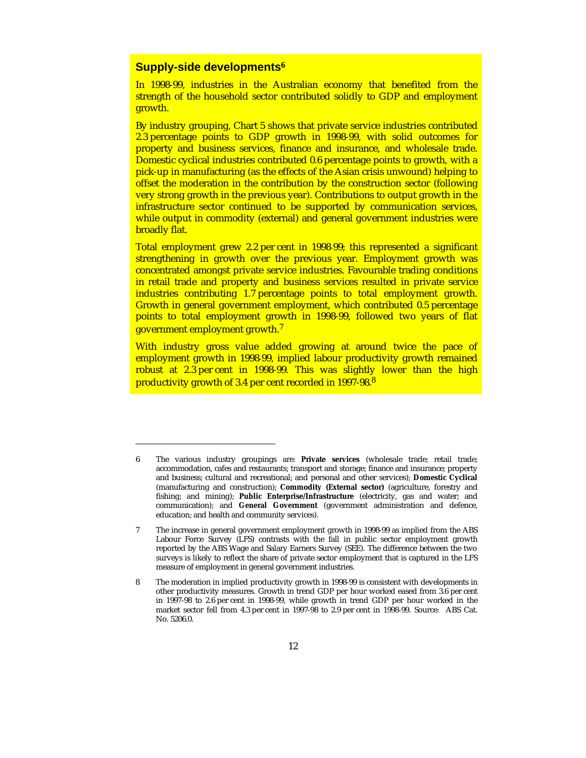## Supply-side developments[6]

In 1998-99, industries in the Australian economy that benefited from the strength of the household sector contributed solidly to GDP and employment growth.

By industry grouping, Chart 5 shows that private service industries contributed 2.3 percentage points to GDP growth in 1998-99, with solid outcomes for property and business services, finance and insurance, and wholesale trade. Domestic cyclical industries contributed 0.6 percentage points to growth, with a pick-up in manufacturing (as the effects of the Asian crisis unwound) helping to offset the moderation in the contribution by the construction sector (following very strong growth in the previous year). Contributions to output growth in the infrastructure sector continued to be supported by communication services, while output in commodity (external) and general government industries were broadly flat.

Total employment grew 2.2 per cent in 1998-99; this represented a significant strengthening in growth over the previous year. Employment growth was concentrated amongst private service industries. Favourable trading conditions in retail trade and property and business services resulted in private service industries contributing 1.7 percentage points to total employment growth. Growth in general government employment, which contributed 0.5 percentage points to total employment growth in 1998-99, followed two years of flat government employment growth.[7]

With industry gross value added growing at around twice the pace of employment growth in 1998-99, implied labour productivity growth remained robust at 2.3 per cent in 1998-99. This was slightly lower than the high productivity growth of 3.4 per cent recorded in 1997-98.[8]

---

6 The various industry groupings are: **Private services** (wholesale trade; retail trade; accommodation, cafes and restaurants; transport and storage; finance and insurance; property and business; cultural and recreational; and personal and other services); **Domestic Cyclical** (manufacturing and construction); **Commodity (External sector)** (agriculture, forestry and fishing; and mining); **Public Enterprise/Infrastructure** (electricity, gas and water; and communication); and **General Government** (government administration and defence, education; and health and community services).

7 The increase in general government employment growth in 1998-99 as implied from the ABS Labour Force Survey (LFS) contrasts with the fall in public sector employment growth reported by the ABS Wage and Salary Earners Survey (SEE). The difference between the two surveys is likely to reflect the share of private sector employment that is captured in the LFS measure of employment in general government industries.

8 The moderation in implied productivity growth in 1998-99 is consistent with developments in other productivity measures. Growth in trend GDP per hour worked eased from 3.6 per cent in 1997-98 to 2.6 per cent in 1998-99, while growth in trend GDP per hour worked in the market sector fell from 4.3 per cent in 1997-98 to 2.9 per cent in 1998-99. Source: ABS Cat. No. 5206.0.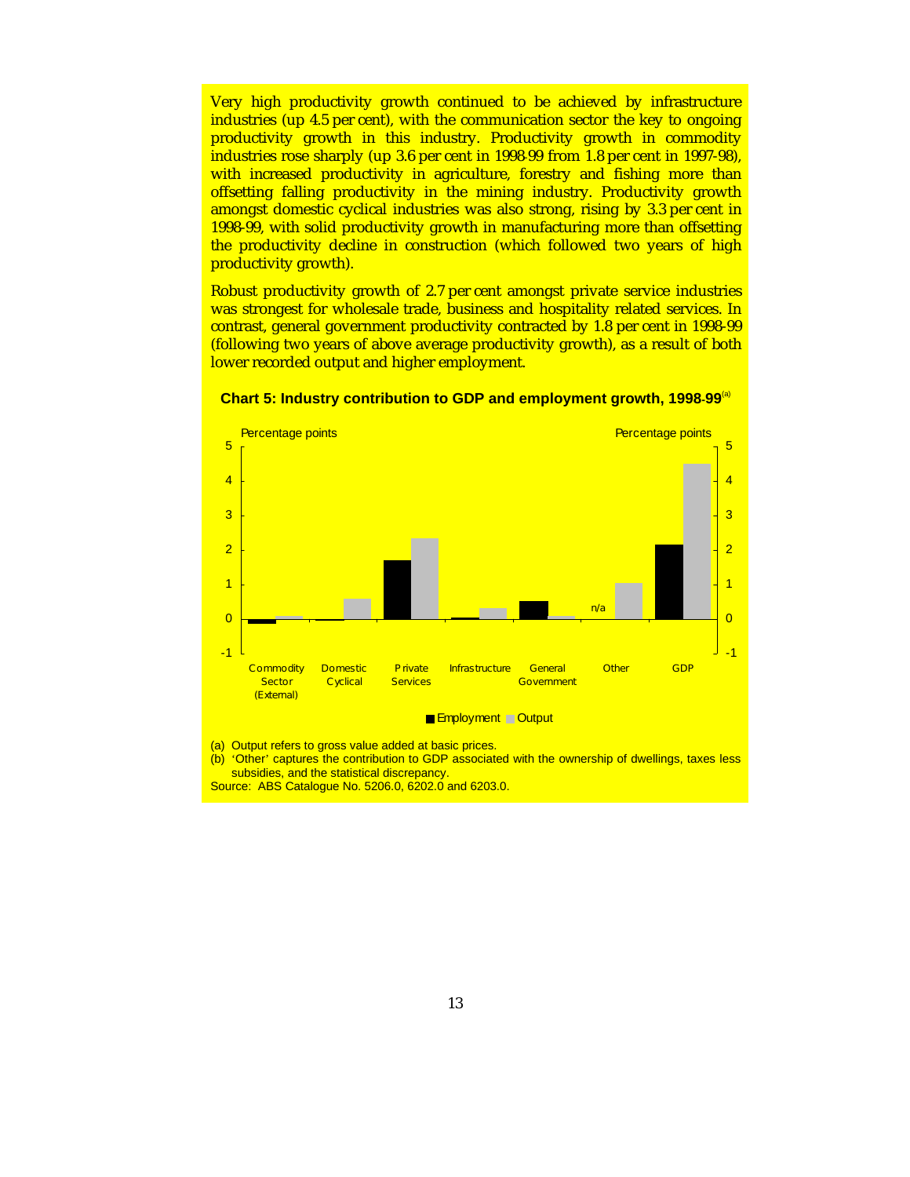Very high productivity growth continued to be achieved by infrastructure industries (up 4.5 per cent), with the communication sector the key to ongoing productivity growth in this industry. Productivity growth in commodity industries rose sharply (up 3.6 per cent in 1998-99 from 1.8 per cent in 1997-98), with increased productivity in agriculture, forestry and fishing more than offsetting falling productivity in the mining industry. Productivity growth amongst domestic cyclical industries was also strong, rising by 3.3 per cent in 1998-99, with solid productivity growth in manufacturing more than offsetting the productivity decline in construction (which followed two years of high productivity growth).

Robust productivity growth of 2.7 per cent amongst private service industries was strongest for wholesale trade, business and hospitality related services. In contrast, general government productivity contracted by 1.8 per cent in 1998-99 (following two years of above average productivity growth), as a result of both lower recorded output and higher employment.

**Chart 5: Industry contribution to GDP and employment growth, 1998-99**[(a)]

(a) Output refers to gross value added at basic prices.
(b) 'Other' captures the contribution to GDP associated with the ownership of dwellings, taxes less subsidies, and the statistical discrepancy.
Source: ABS Catalogue No. 5206.0, 6202.0 and 6203.0.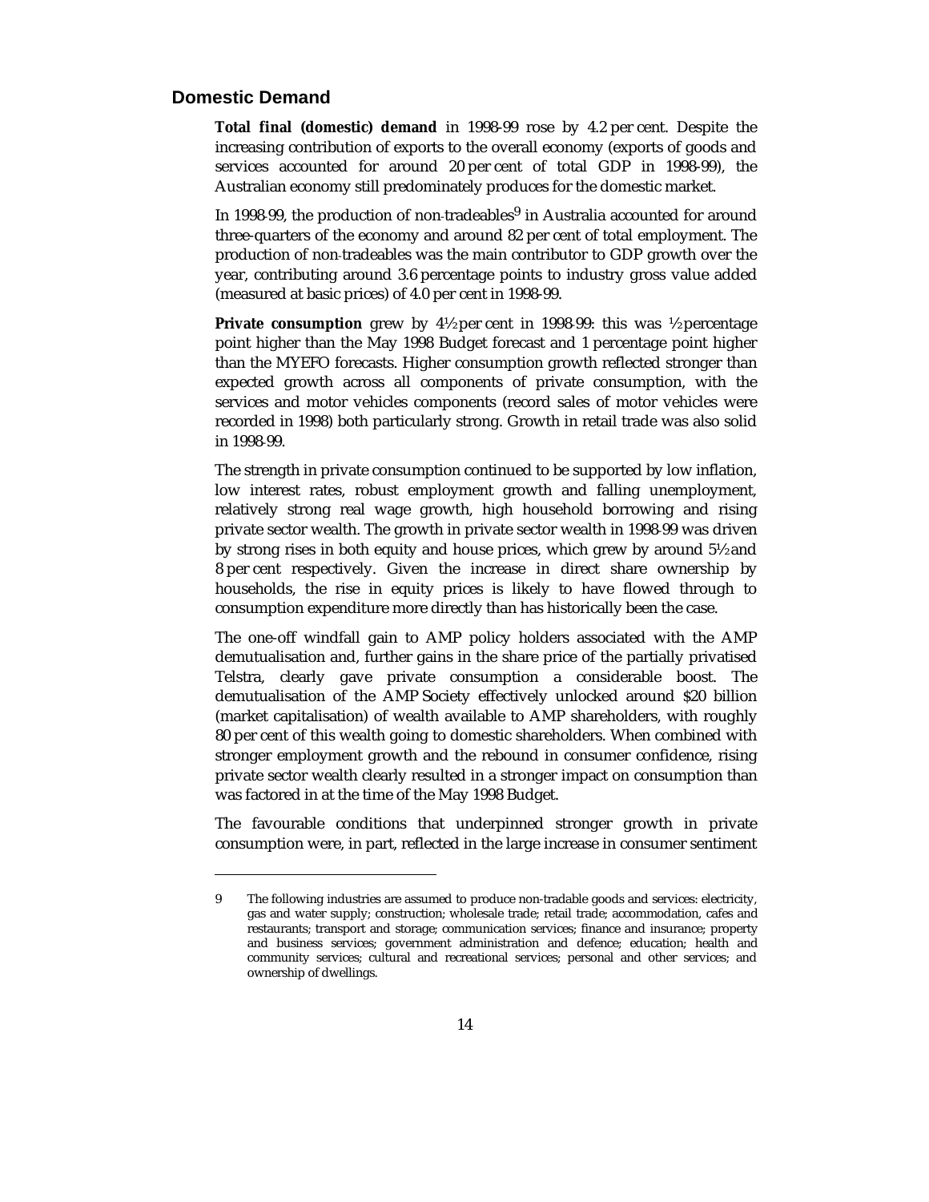## Domestic Demand

**Total final (domestic) demand** in 1998-99 rose by 4.2 per cent. Despite the increasing contribution of exports to the overall economy (exports of goods and services accounted for around 20 per cent of total GDP in 1998-99), the Australian economy still predominately produces for the domestic market.

In 1998-99, the production of non-tradeables[9] in Australia accounted for around three-quarters of the economy and around 82 per cent of total employment. The production of non-tradeables was the main contributor to GDP growth over the year, contributing around 3.6 percentage points to industry gross value added (measured at basic prices) of 4.0 per cent in 1998-99.

**Private consumption** grew by 4½ per cent in 1998-99: this was ½ percentage point higher than the May 1998 Budget forecast and 1 percentage point higher than the MYEFO forecasts. Higher consumption growth reflected stronger than expected growth across all components of private consumption, with the services and motor vehicles components (record sales of motor vehicles were recorded in 1998) both particularly strong. Growth in retail trade was also solid in 1998-99.

The strength in private consumption continued to be supported by low inflation, low interest rates, robust employment growth and falling unemployment, relatively strong real wage growth, high household borrowing and rising private sector wealth. The growth in private sector wealth in 1998-99 was driven by strong rises in both equity and house prices, which grew by around 5½ and 8 per cent respectively. Given the increase in direct share ownership by households, the rise in equity prices is likely to have flowed through to consumption expenditure more directly than has historically been the case.

The one-off windfall gain to AMP policy holders associated with the AMP demutualisation and, further gains in the share price of the partially privatised Telstra, clearly gave private consumption a considerable boost. The demutualisation of the AMP Society effectively unlocked around $20 billion (market capitalisation) of wealth available to AMP shareholders, with roughly 80 per cent of this wealth going to domestic shareholders. When combined with stronger employment growth and the rebound in consumer confidence, rising private sector wealth clearly resulted in a stronger impact on consumption than was factored in at the time of the May 1998 Budget.

The favourable conditions that underpinned stronger growth in private consumption were, in part, reflected in the large increase in consumer sentiment

---

9 The following industries are assumed to produce non-tradable goods and services: electricity, gas and water supply; construction; wholesale trade; retail trade; accommodation, cafes and restaurants; transport and storage; communication services; finance and insurance; property and business services; government administration and defence; education; health and community services; cultural and recreational services; personal and other services; and ownership of dwellings.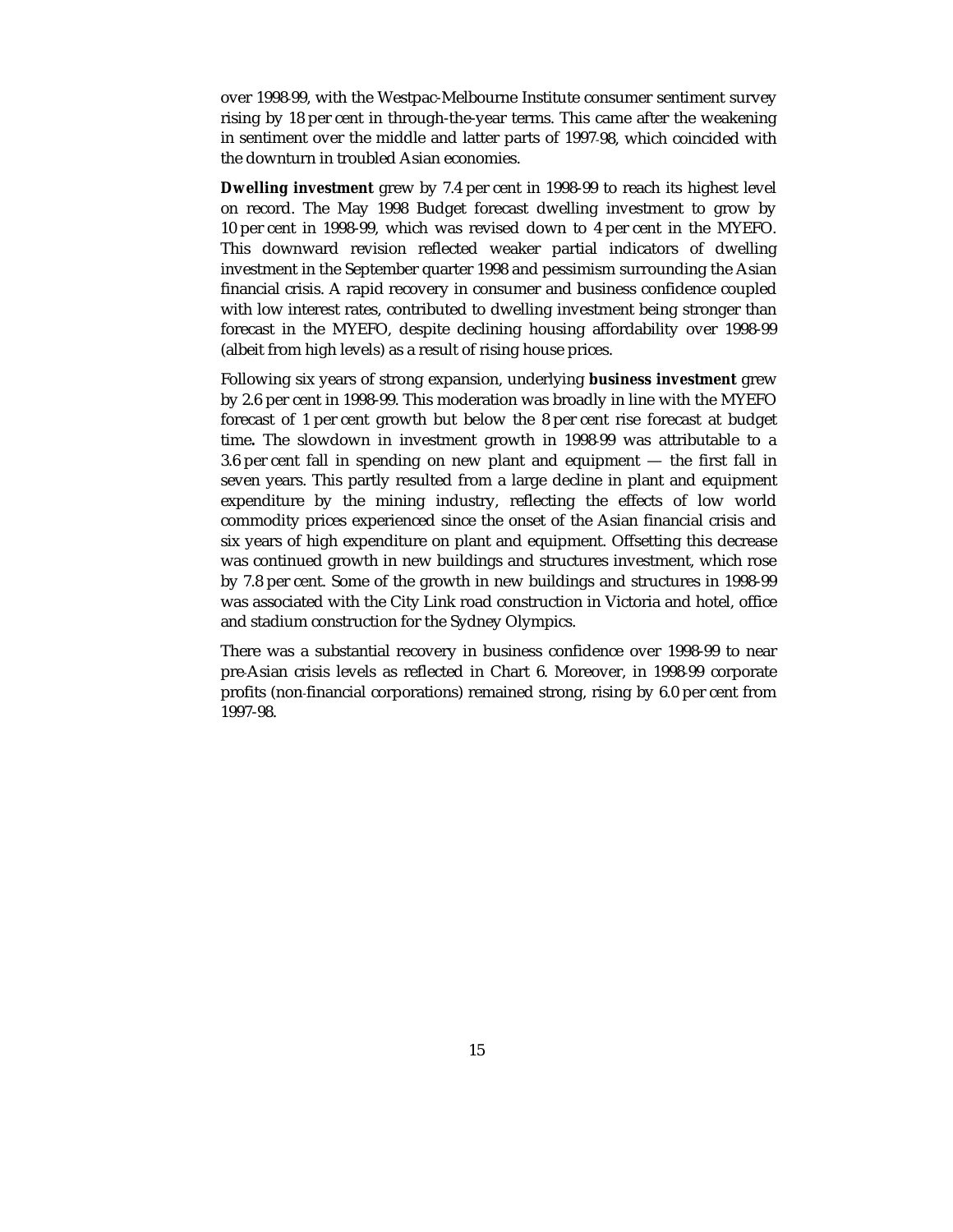over 1998-99, with the Westpac-Melbourne Institute consumer sentiment survey rising by 18 per cent in through-the-year terms. This came after the weakening in sentiment over the middle and latter parts of 1997-98, which coincided with the downturn in troubled Asian economies.

**Dwelling investment** grew by 7.4 per cent in 1998-99 to reach its highest level on record. The May 1998 Budget forecast dwelling investment to grow by 10 per cent in 1998-99, which was revised down to 4 per cent in the MYEFO. This downward revision reflected weaker partial indicators of dwelling investment in the September quarter 1998 and pessimism surrounding the Asian financial crisis. A rapid recovery in consumer and business confidence coupled with low interest rates, contributed to dwelling investment being stronger than forecast in the MYEFO, despite declining housing affordability over 1998-99 (albeit from high levels) as a result of rising house prices.

Following six years of strong expansion, underlying **business investment** grew by 2.6 per cent in 1998-99. This moderation was broadly in line with the MYEFO forecast of 1 per cent growth but below the 8 per cent rise forecast at budget time. The slowdown in investment growth in 1998-99 was attributable to a 3.6 per cent fall in spending on new plant and equipment — the first fall in seven years. This partly resulted from a large decline in plant and equipment expenditure by the mining industry, reflecting the effects of low world commodity prices experienced since the onset of the Asian financial crisis and six years of high expenditure on plant and equipment. Offsetting this decrease was continued growth in new buildings and structures investment, which rose by 7.8 per cent. Some of the growth in new buildings and structures in 1998-99 was associated with the City Link road construction in Victoria and hotel, office and stadium construction for the Sydney Olympics.

There was a substantial recovery in business confidence over 1998-99 to near pre-Asian crisis levels as reflected in Chart 6. Moreover, in 1998-99 corporate profits (non-financial corporations) remained strong, rising by 6.0 per cent from 1997-98.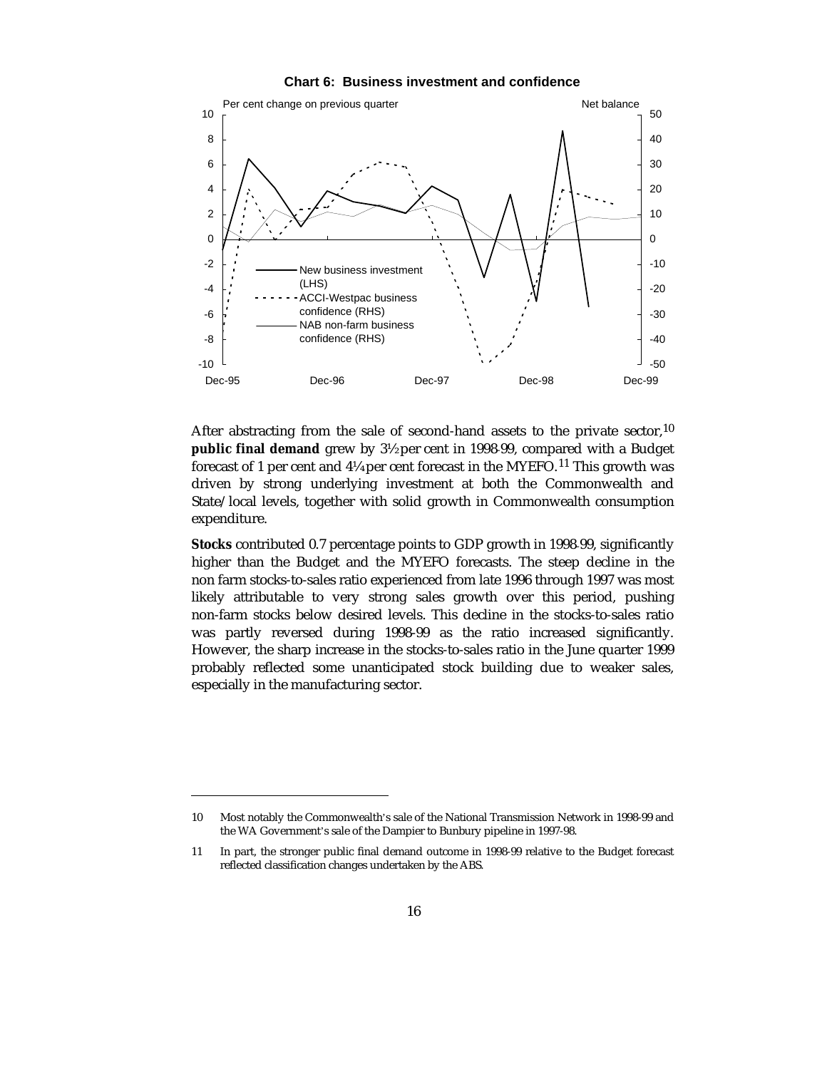**Chart 6: Business investment and confidence**

After abstracting from the sale of second-hand assets to the private sector,[10] **public final demand** grew by 3½ per cent in 1998-99, compared with a Budget forecast of 1 per cent and 4¼ per cent forecast in the MYEFO.[11] This growth was driven by strong underlying investment at both the Commonwealth and State/local levels, together with solid growth in Commonwealth consumption expenditure.

**Stocks** contributed 0.7 percentage points to GDP growth in 1998-99, significantly higher than the Budget and the MYEFO forecasts. The steep decline in the non farm stocks-to-sales ratio experienced from late 1996 through 1997 was most likely attributable to very strong sales growth over this period, pushing non-farm stocks below desired levels. This decline in the stocks-to-sales ratio was partly reversed during 1998-99 as the ratio increased significantly. However, the sharp increase in the stocks-to-sales ratio in the June quarter 1999 probably reflected some unanticipated stock building due to weaker sales, especially in the manufacturing sector.

---

10 Most notably the Commonwealth's sale of the National Transmission Network in 1998-99 and the WA Government's sale of the Dampier to Bunbury pipeline in 1997-98.

11 In part, the stronger public final demand outcome in 1998-99 relative to the Budget forecast reflected classification changes undertaken by the ABS.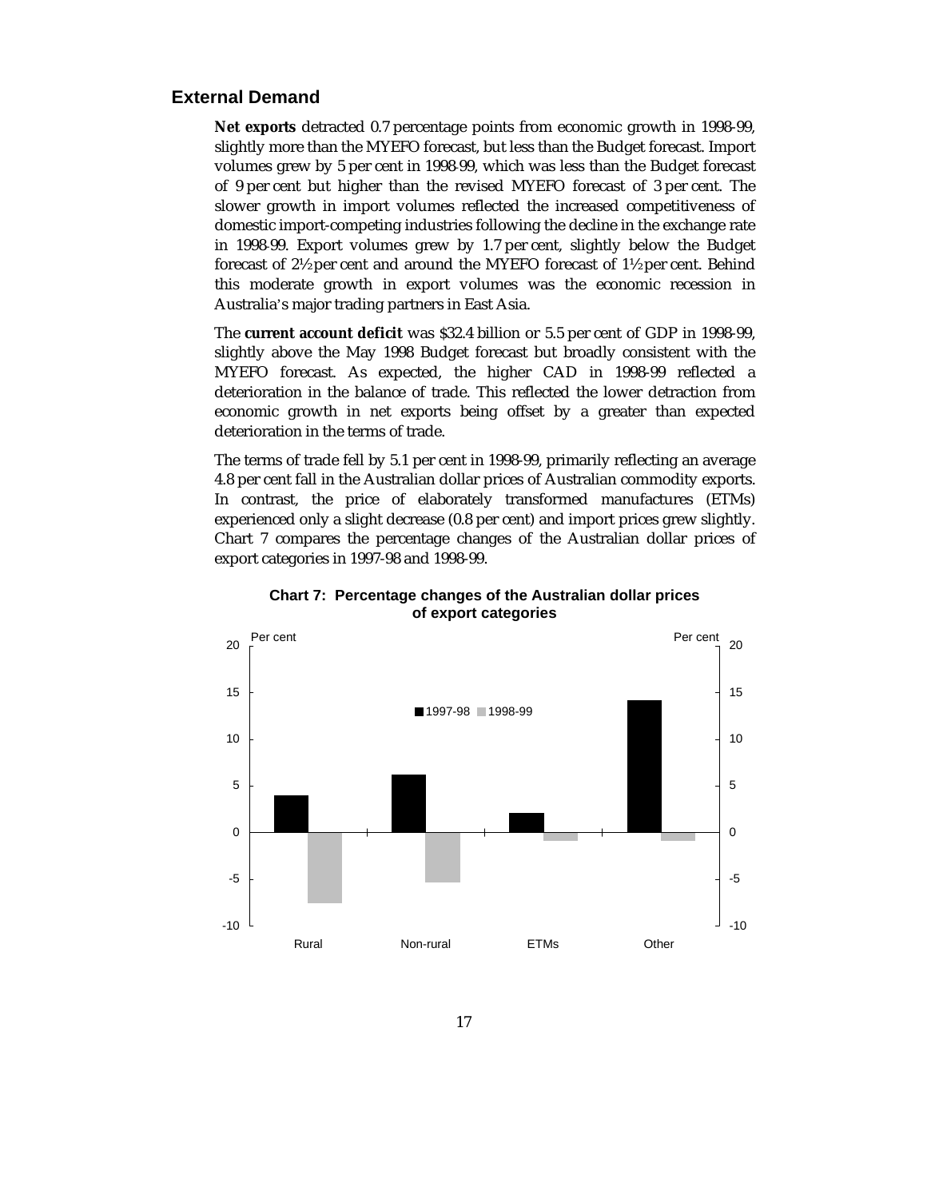## External Demand

**Net exports** detracted 0.7 percentage points from economic growth in 1998-99, slightly more than the MYEFO forecast, but less than the Budget forecast. Import volumes grew by 5 per cent in 1998-99, which was less than the Budget forecast of 9 per cent but higher than the revised MYEFO forecast of 3 per cent. The slower growth in import volumes reflected the increased competitiveness of domestic import-competing industries following the decline in the exchange rate in 1998-99. Export volumes grew by 1.7 per cent, slightly below the Budget forecast of 2½ per cent and around the MYEFO forecast of 1½ per cent. Behind this moderate growth in export volumes was the economic recession in Australia's major trading partners in East Asia.

The **current account deficit** was $32.4 billion or 5.5 per cent of GDP in 1998-99, slightly above the May 1998 Budget forecast but broadly consistent with the MYEFO forecast. As expected, the higher CAD in 1998-99 reflected a deterioration in the balance of trade. This reflected the lower detraction from economic growth in net exports being offset by a greater than expected deterioration in the terms of trade.

The terms of trade fell by 5.1 per cent in 1998-99, primarily reflecting an average 4.8 per cent fall in the Australian dollar prices of Australian commodity exports. In contrast, the price of elaborately transformed manufactures (ETMs) experienced only a slight decrease (0.8 per cent) and import prices grew slightly. Chart 7 compares the percentage changes of the Australian dollar prices of export categories in 1997-98 and 1998-99.

**Chart 7: Percentage changes of the Australian dollar prices of export categories**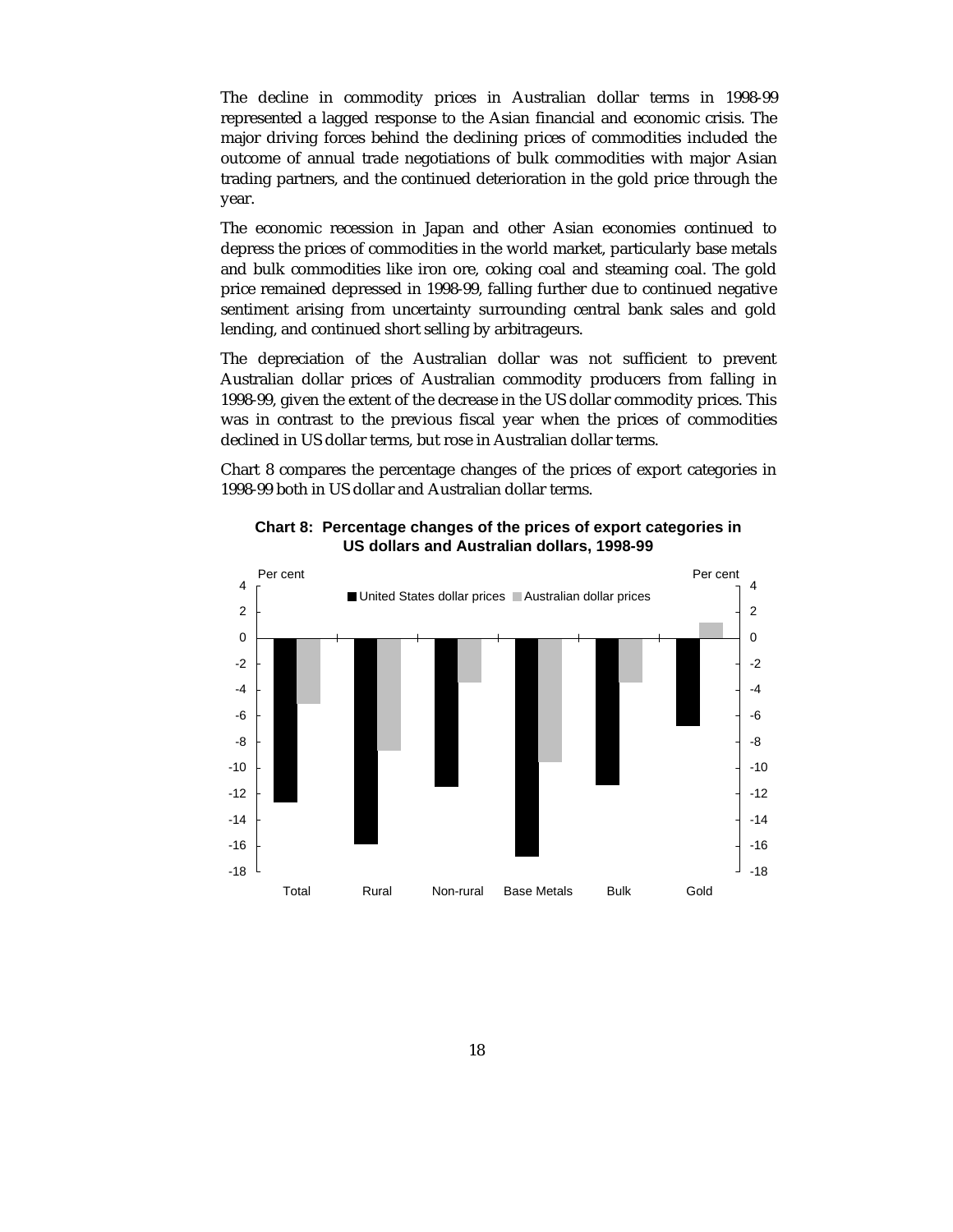The decline in commodity prices in Australian dollar terms in 1998-99 represented a lagged response to the Asian financial and economic crisis. The major driving forces behind the declining prices of commodities included the outcome of annual trade negotiations of bulk commodities with major Asian trading partners, and the continued deterioration in the gold price through the year.

The economic recession in Japan and other Asian economies continued to depress the prices of commodities in the world market, particularly base metals and bulk commodities like iron ore, coking coal and steaming coal. The gold price remained depressed in 1998-99, falling further due to continued negative sentiment arising from uncertainty surrounding central bank sales and gold lending, and continued short selling by arbitrageurs.

The depreciation of the Australian dollar was not sufficient to prevent Australian dollar prices of Australian commodity producers from falling in 1998-99, given the extent of the decrease in the US dollar commodity prices. This was in contrast to the previous fiscal year when the prices of commodities declined in US dollar terms, but rose in Australian dollar terms.

Chart 8 compares the percentage changes of the prices of export categories in 1998-99 both in US dollar and Australian dollar terms.

**Chart 8: Percentage changes of the prices of export categories in US dollars and Australian dollars, 1998-99**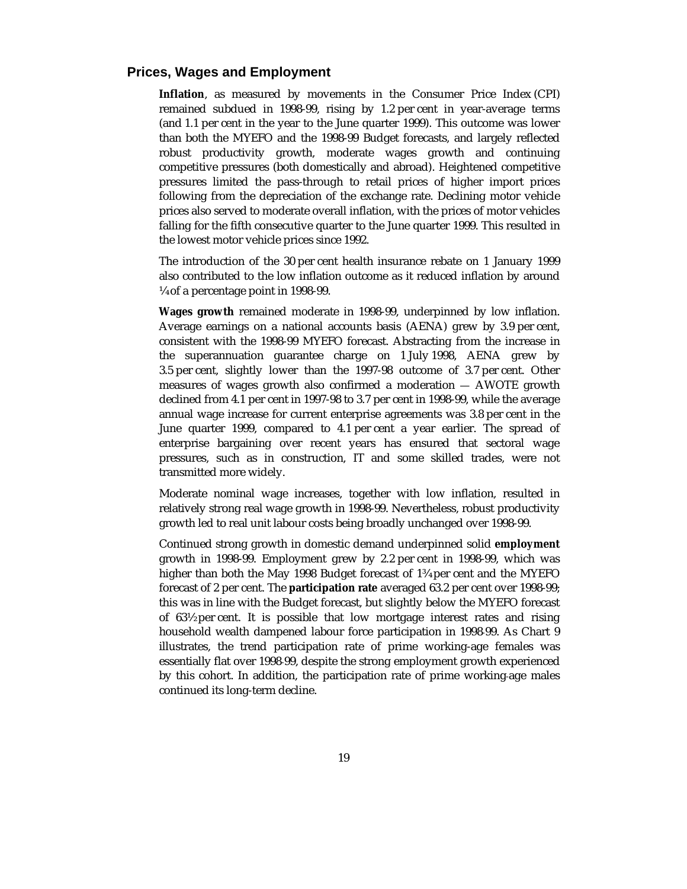## Prices, Wages and Employment

**Inflation**, as measured by movements in the Consumer Price Index (CPI) remained subdued in 1998-99, rising by 1.2 per cent in year-average terms (and 1.1 per cent in the year to the June quarter 1999). This outcome was lower than both the MYEFO and the 1998-99 Budget forecasts, and largely reflected robust productivity growth, moderate wages growth and continuing competitive pressures (both domestically and abroad). Heightened competitive pressures limited the pass-through to retail prices of higher import prices following from the depreciation of the exchange rate. Declining motor vehicle prices also served to moderate overall inflation, with the prices of motor vehicles falling for the fifth consecutive quarter to the June quarter 1999. This resulted in the lowest motor vehicle prices since 1992.

The introduction of the 30 per cent health insurance rebate on 1 January 1999 also contributed to the low inflation outcome as it reduced inflation by around ¼ of a percentage point in 1998-99.

**Wages growth** remained moderate in 1998-99, underpinned by low inflation. Average earnings on a national accounts basis (AENA) grew by 3.9 per cent, consistent with the 1998-99 MYEFO forecast. Abstracting from the increase in the superannuation guarantee charge on 1 July 1998, AENA grew by 3.5 per cent, slightly lower than the 1997-98 outcome of 3.7 per cent. Other measures of wages growth also confirmed a moderation — AWOTE growth declined from 4.1 per cent in 1997-98 to 3.7 per cent in 1998-99, while the average annual wage increase for current enterprise agreements was 3.8 per cent in the June quarter 1999, compared to 4.1 per cent a year earlier. The spread of enterprise bargaining over recent years has ensured that sectoral wage pressures, such as in construction, IT and some skilled trades, were not transmitted more widely.

Moderate nominal wage increases, together with low inflation, resulted in relatively strong real wage growth in 1998-99. Nevertheless, robust productivity growth led to real unit labour costs being broadly unchanged over 1998-99.

Continued strong growth in domestic demand underpinned solid **employment** growth in 1998-99. Employment grew by 2.2 per cent in 1998-99, which was higher than both the May 1998 Budget forecast of 1¾ per cent and the MYEFO forecast of 2 per cent. The **participation rate** averaged 63.2 per cent over 1998-99; this was in line with the Budget forecast, but slightly below the MYEFO forecast of 63½ per cent. It is possible that low mortgage interest rates and rising household wealth dampened labour force participation in 1998-99. As Chart 9 illustrates, the trend participation rate of prime working-age females was essentially flat over 1998-99, despite the strong employment growth experienced by this cohort. In addition, the participation rate of prime working-age males continued its long-term decline.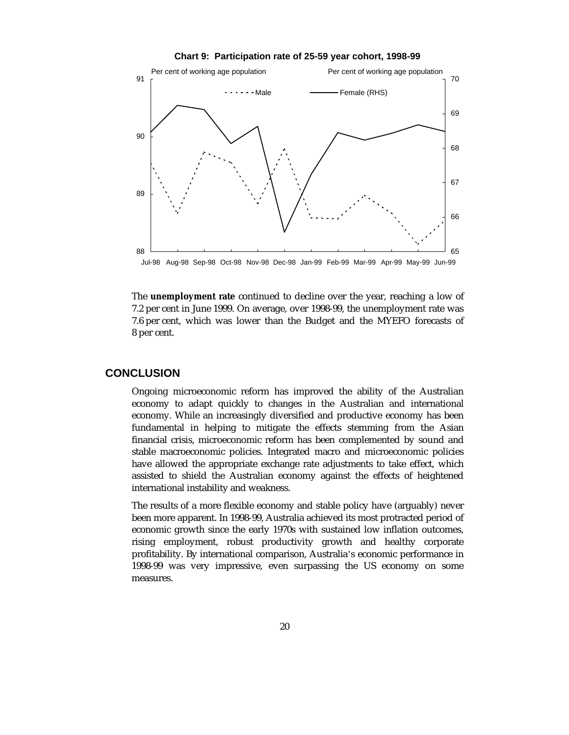**Chart 9: Participation rate of 25-59 year cohort, 1998-99**

Per cent of working age population

Per cent of working age population

91

90

89

88

70

69

68

67

66

65

Male

Female (RHS)

Jul-98 Aug-98 Sep-98 Oct-98 Nov-98 Dec-98 Jan-99 Feb-99 Mar-99 Apr-99 May-99 Jun-99

The **unemployment rate** continued to decline over the year, reaching a low of 7.2 per cent in June 1999. On average, over 1998-99, the unemployment rate was 7.6 per cent, which was lower than the Budget and the MYEFO forecasts of 8 per cent.

## CONCLUSION

Ongoing microeconomic reform has improved the ability of the Australian economy to adapt quickly to changes in the Australian and international economy. While an increasingly diversified and productive economy has been fundamental in helping to mitigate the effects stemming from the Asian financial crisis, microeconomic reform has been complemented by sound and stable macroeconomic policies. Integrated macro and microeconomic policies have allowed the appropriate exchange rate adjustments to take effect, which assisted to shield the Australian economy against the effects of heightened international instability and weakness.

The results of a more flexible economy and stable policy have (arguably) never been more apparent. In 1998-99, Australia achieved its most protracted period of economic growth since the early 1970s with sustained low inflation outcomes, rising employment, robust productivity growth and healthy corporate profitability. By international comparison, Australia's economic performance in 1998-99 was very impressive, even surpassing the US economy on some measures.